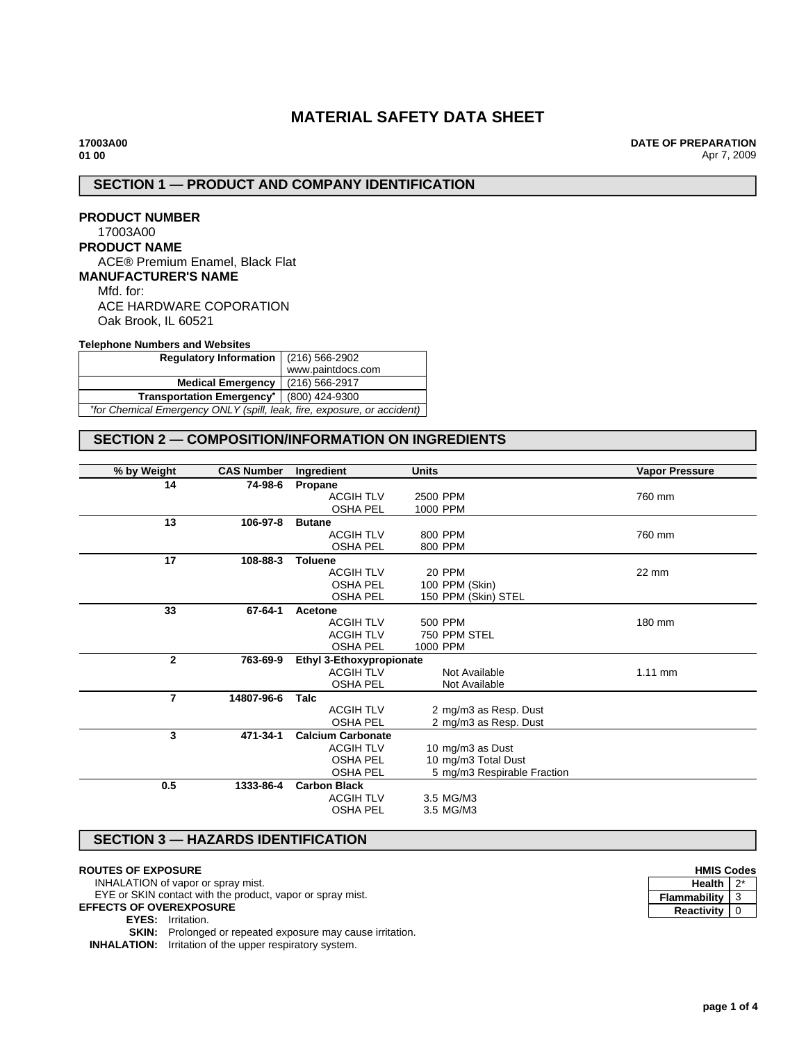# MATERIAL SAFETY DATA SHEET

**17003A00**
**01 00**

**DATE OF PREPARATION**
Apr 7, 2009

## SECTION 1 — PRODUCT AND COMPANY IDENTIFICATION

**PRODUCT NUMBER**
17003A00

**PRODUCT NAME**
ACE® Premium Enamel, Black Flat

**MANUFACTURER'S NAME**
Mfd. for:
ACE HARDWARE COPORATION
Oak Brook, IL 60521

**Telephone Numbers and Websites**

| | |
|---|---|
| **Regulatory Information** | (216) 566-2902<br>www.paintdocs.com |
| **Medical Emergency** | (216) 566-2917 |
| **Transportation Emergency*** | (800) 424-9300 |
| *\*for Chemical Emergency ONLY (spill, leak, fire, exposure, or accident)* | |

## SECTION 2 — COMPOSITION/INFORMATION ON INGREDIENTS

| % by Weight | CAS Number | Ingredient | Units | | Vapor Pressure |
|---|---|---|---|---|---|
| **14** | **74-98-6** | **Propane** | | | |
| | | | ACGIH TLV | 2500 PPM | 760 mm |
| | | | OSHA PEL | 1000 PPM | |
| **13** | **106-97-8** | **Butane** | | | |
| | | | ACGIH TLV | 800 PPM | 760 mm |
| | | | OSHA PEL | 800 PPM | |
| **17** | **108-88-3** | **Toluene** | | | |
| | | | ACGIH TLV | 20 PPM | 22 mm |
| | | | OSHA PEL | 100 PPM (Skin) | |
| | | | OSHA PEL | 150 PPM (Skin) STEL | |
| **33** | **67-64-1** | **Acetone** | | | |
| | | | ACGIH TLV | 500 PPM | 180 mm |
| | | | ACGIH TLV | 750 PPM STEL | |
| | | | OSHA PEL | 1000 PPM | |
| **2** | **763-69-9** | **Ethyl 3-Ethoxypropionate** | | | |
| | | | ACGIH TLV | Not Available | 1.11 mm |
| | | | OSHA PEL | Not Available | |
| **7** | **14807-96-6** | **Talc** | | | |
| | | | ACGIH TLV | 2 mg/m3 as Resp. Dust | |
| | | | OSHA PEL | 2 mg/m3 as Resp. Dust | |
| **3** | **471-34-1** | **Calcium Carbonate** | | | |
| | | | ACGIH TLV | 10 mg/m3 as Dust | |
| | | | OSHA PEL | 10 mg/m3 Total Dust | |
| | | | OSHA PEL | 5 mg/m3 Respirable Fraction | |
| **0.5** | **1333-86-4** | **Carbon Black** | | | |
| | | | ACGIH TLV | 3.5 MG/M3 | |
| | | | OSHA PEL | 3.5 MG/M3 | |

## SECTION 3 — HAZARDS IDENTIFICATION

**ROUTES OF EXPOSURE**
INHALATION of vapor or spray mist.
EYE or SKIN contact with the product, vapor or spray mist.

**EFFECTS OF OVEREXPOSURE**
**EYES:** Irritation.
**SKIN:** Prolonged or repeated exposure may cause irritation.
**INHALATION:** Irritation of the upper respiratory system.

**HMIS Codes**

| | |
|---|---|
| **Health** | 2* |
| **Flammability** | 3 |
| **Reactivity** | 0 |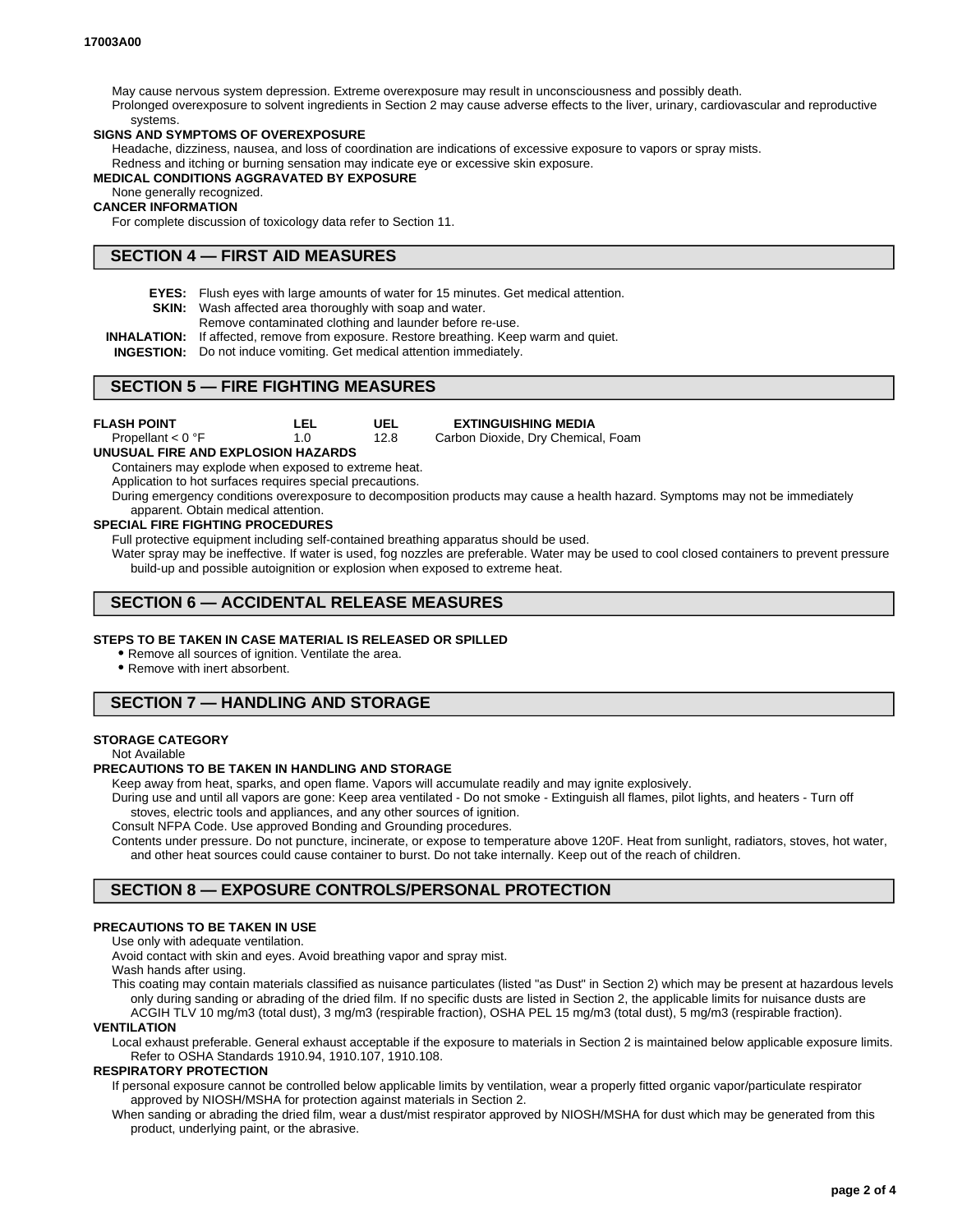May cause nervous system depression. Extreme overexposure may result in unconsciousness and possibly death.

Prolonged overexposure to solvent ingredients in Section 2 may cause adverse effects to the liver, urinary, cardiovascular and reproductive systems.

**SIGNS AND SYMPTOMS OF OVEREXPOSURE**

Headache, dizziness, nausea, and loss of coordination are indications of excessive exposure to vapors or spray mists.

Redness and itching or burning sensation may indicate eye or excessive skin exposure.

**MEDICAL CONDITIONS AGGRAVATED BY EXPOSURE**

None generally recognized.

**CANCER INFORMATION**

For complete discussion of toxicology data refer to Section 11.

## SECTION 4 — FIRST AID MEASURES

**EYES:** Flush eyes with large amounts of water for 15 minutes. Get medical attention.

**SKIN:** Wash affected area thoroughly with soap and water.
Remove contaminated clothing and launder before re-use.

**INHALATION:** If affected, remove from exposure. Restore breathing. Keep warm and quiet.

**INGESTION:** Do not induce vomiting. Get medical attention immediately.

## SECTION 5 — FIRE FIGHTING MEASURES

| FLASH POINT | LEL | UEL | EXTINGUISHING MEDIA |
|---|---|---|---|
| Propellant < 0 °F | 1.0 | 12.8 | Carbon Dioxide, Dry Chemical, Foam |

**UNUSUAL FIRE AND EXPLOSION HAZARDS**

Containers may explode when exposed to extreme heat.

Application to hot surfaces requires special precautions.

During emergency conditions overexposure to decomposition products may cause a health hazard. Symptoms may not be immediately apparent. Obtain medical attention.

**SPECIAL FIRE FIGHTING PROCEDURES**

Full protective equipment including self-contained breathing apparatus should be used.

Water spray may be ineffective. If water is used, fog nozzles are preferable. Water may be used to cool closed containers to prevent pressure build-up and possible autoignition or explosion when exposed to extreme heat.

## SECTION 6 — ACCIDENTAL RELEASE MEASURES

**STEPS TO BE TAKEN IN CASE MATERIAL IS RELEASED OR SPILLED**

- Remove all sources of ignition. Ventilate the area.
- Remove with inert absorbent.

## SECTION 7 — HANDLING AND STORAGE

**STORAGE CATEGORY**

Not Available

**PRECAUTIONS TO BE TAKEN IN HANDLING AND STORAGE**

Keep away from heat, sparks, and open flame. Vapors will accumulate readily and may ignite explosively.

During use and until all vapors are gone: Keep area ventilated - Do not smoke - Extinguish all flames, pilot lights, and heaters - Turn off stoves, electric tools and appliances, and any other sources of ignition.

Consult NFPA Code. Use approved Bonding and Grounding procedures.

Contents under pressure. Do not puncture, incinerate, or expose to temperature above 120F. Heat from sunlight, radiators, stoves, hot water, and other heat sources could cause container to burst. Do not take internally. Keep out of the reach of children.

## SECTION 8 — EXPOSURE CONTROLS/PERSONAL PROTECTION

**PRECAUTIONS TO BE TAKEN IN USE**

Use only with adequate ventilation.

Avoid contact with skin and eyes. Avoid breathing vapor and spray mist.

Wash hands after using.

This coating may contain materials classified as nuisance particulates (listed "as Dust" in Section 2) which may be present at hazardous levels only during sanding or abrading of the dried film. If no specific dusts are listed in Section 2, the applicable limits for nuisance dusts are ACGIH TLV 10 mg/m3 (total dust), 3 mg/m3 (respirable fraction), OSHA PEL 15 mg/m3 (total dust), 5 mg/m3 (respirable fraction).

**VENTILATION**

Local exhaust preferable. General exhaust acceptable if the exposure to materials in Section 2 is maintained below applicable exposure limits. Refer to OSHA Standards 1910.94, 1910.107, 1910.108.

**RESPIRATORY PROTECTION**

If personal exposure cannot be controlled below applicable limits by ventilation, wear a properly fitted organic vapor/particulate respirator approved by NIOSH/MSHA for protection against materials in Section 2.

When sanding or abrading the dried film, wear a dust/mist respirator approved by NIOSH/MSHA for dust which may be generated from this product, underlying paint, or the abrasive.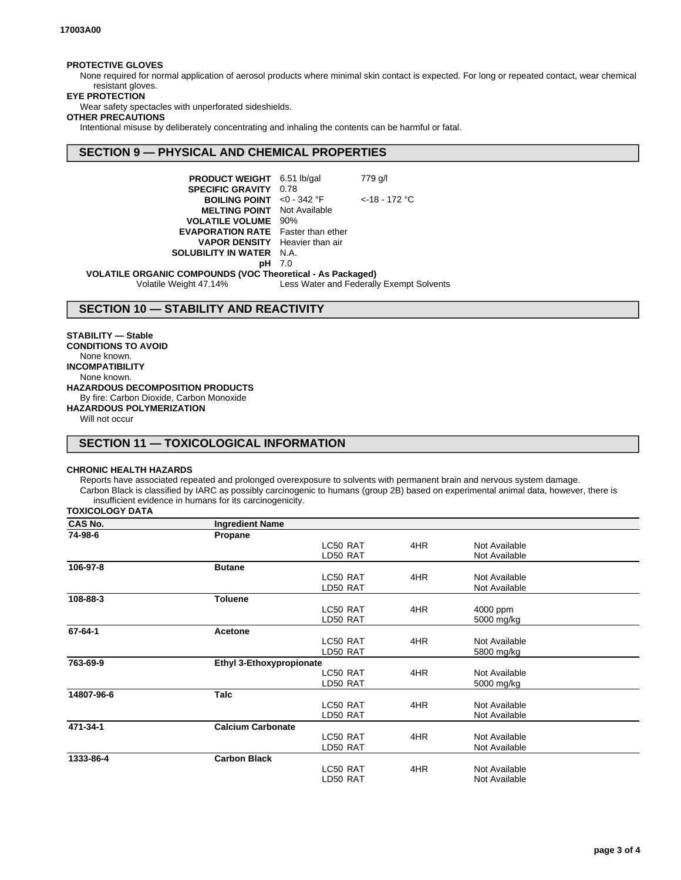**PROTECTIVE GLOVES**

None required for normal application of aerosol products where minimal skin contact is expected. For long or repeated contact, wear chemical resistant gloves.

**EYE PROTECTION**

Wear safety spectacles with unperforated sideshields.

**OTHER PRECAUTIONS**

Intentional misuse by deliberately concentrating and inhaling the contents can be harmful or fatal.

## SECTION 9 — PHYSICAL AND CHEMICAL PROPERTIES

| | | |
|---|---|---|
| **PRODUCT WEIGHT** | 6.51 lb/gal | 779 g/l |
| **SPECIFIC GRAVITY** | 0.78 | |
| **BOILING POINT** | <0 - 342 °F | <-18 - 172 °C |
| **MELTING POINT** | Not Available | |
| **VOLATILE VOLUME** | 90% | |
| **EVAPORATION RATE** | Faster than ether | |
| **VAPOR DENSITY** | Heavier than air | |
| **SOLUBILITY IN WATER** | N.A. | |
| **pH** | 7.0 | |

**VOLATILE ORGANIC COMPOUNDS (VOC Theoretical - As Packaged)**

Volatile Weight 47.14% Less Water and Federally Exempt Solvents

## SECTION 10 — STABILITY AND REACTIVITY

**STABILITY — Stable**

**CONDITIONS TO AVOID**

None known.

**INCOMPATIBILITY**

None known.

**HAZARDOUS DECOMPOSITION PRODUCTS**

By fire: Carbon Dioxide, Carbon Monoxide

**HAZARDOUS POLYMERIZATION**

Will not occur

## SECTION 11 — TOXICOLOGICAL INFORMATION

**CHRONIC HEALTH HAZARDS**

Reports have associated repeated and prolonged overexposure to solvents with permanent brain and nervous system damage.

Carbon Black is classified by IARC as possibly carcinogenic to humans (group 2B) based on experimental animal data, however, there is insufficient evidence in humans for its carcinogenicity.

**TOXICOLOGY DATA**

| CAS No. | Ingredient Name | | | |
|---|---|---|---|---|
| **74-98-6** | **Propane** | | | |
| | | LC50 RAT | 4HR | Not Available |
| | | LD50 RAT | | Not Available |
| **106-97-8** | **Butane** | | | |
| | | LC50 RAT | 4HR | Not Available |
| | | LD50 RAT | | Not Available |
| **108-88-3** | **Toluene** | | | |
| | | LC50 RAT | 4HR | 4000 ppm |
| | | LD50 RAT | | 5000 mg/kg |
| **67-64-1** | **Acetone** | | | |
| | | LC50 RAT | 4HR | Not Available |
| | | LD50 RAT | | 5800 mg/kg |
| **763-69-9** | **Ethyl 3-Ethoxypropionate** | | | |
| | | LC50 RAT | 4HR | Not Available |
| | | LD50 RAT | | 5000 mg/kg |
| **14807-96-6** | **Talc** | | | |
| | | LC50 RAT | 4HR | Not Available |
| | | LD50 RAT | | Not Available |
| **471-34-1** | **Calcium Carbonate** | | | |
| | | LC50 RAT | 4HR | Not Available |
| | | LD50 RAT | | Not Available |
| **1333-86-4** | **Carbon Black** | | | |
| | | LC50 RAT | 4HR | Not Available |
| | | LD50 RAT | | Not Available |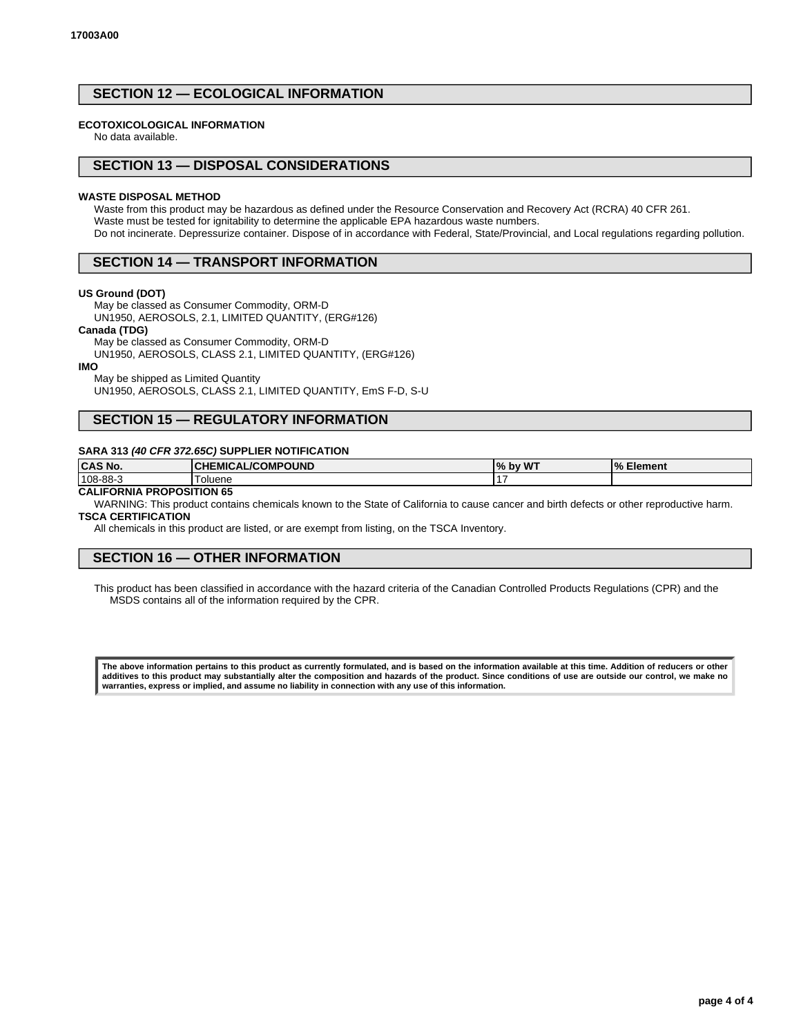## SECTION 12 — ECOLOGICAL INFORMATION

**ECOTOXICOLOGICAL INFORMATION**

No data available.

## SECTION 13 — DISPOSAL CONSIDERATIONS

**WASTE DISPOSAL METHOD**

Waste from this product may be hazardous as defined under the Resource Conservation and Recovery Act (RCRA) 40 CFR 261.
Waste must be tested for ignitability to determine the applicable EPA hazardous waste numbers.
Do not incinerate. Depressurize container. Dispose of in accordance with Federal, State/Provincial, and Local regulations regarding pollution.

## SECTION 14 — TRANSPORT INFORMATION

**US Ground (DOT)**

May be classed as Consumer Commodity, ORM-D
UN1950, AEROSOLS, 2.1, LIMITED QUANTITY, (ERG#126)

**Canada (TDG)**

May be classed as Consumer Commodity, ORM-D
UN1950, AEROSOLS, CLASS 2.1, LIMITED QUANTITY, (ERG#126)

**IMO**

May be shipped as Limited Quantity
UN1950, AEROSOLS, CLASS 2.1, LIMITED QUANTITY, EmS F-D, S-U

## SECTION 15 — REGULATORY INFORMATION

**SARA 313 *(40 CFR 372.65C)* SUPPLIER NOTIFICATION**

| CAS No. | CHEMICAL/COMPOUND | % by WT | % Element |
|---|---|---|---|
| 108-88-3 | Toluene | 17 | |

**CALIFORNIA PROPOSITION 65**

WARNING: This product contains chemicals known to the State of California to cause cancer and birth defects or other reproductive harm.

**TSCA CERTIFICATION**

All chemicals in this product are listed, or are exempt from listing, on the TSCA Inventory.

## SECTION 16 — OTHER INFORMATION

This product has been classified in accordance with the hazard criteria of the Canadian Controlled Products Regulations (CPR) and the MSDS contains all of the information required by the CPR.

**The above information pertains to this product as currently formulated, and is based on the information available at this time. Addition of reducers or other additives to this product may substantially alter the composition and hazards of the product. Since conditions of use are outside our control, we make no warranties, express or implied, and assume no liability in connection with any use of this information.**